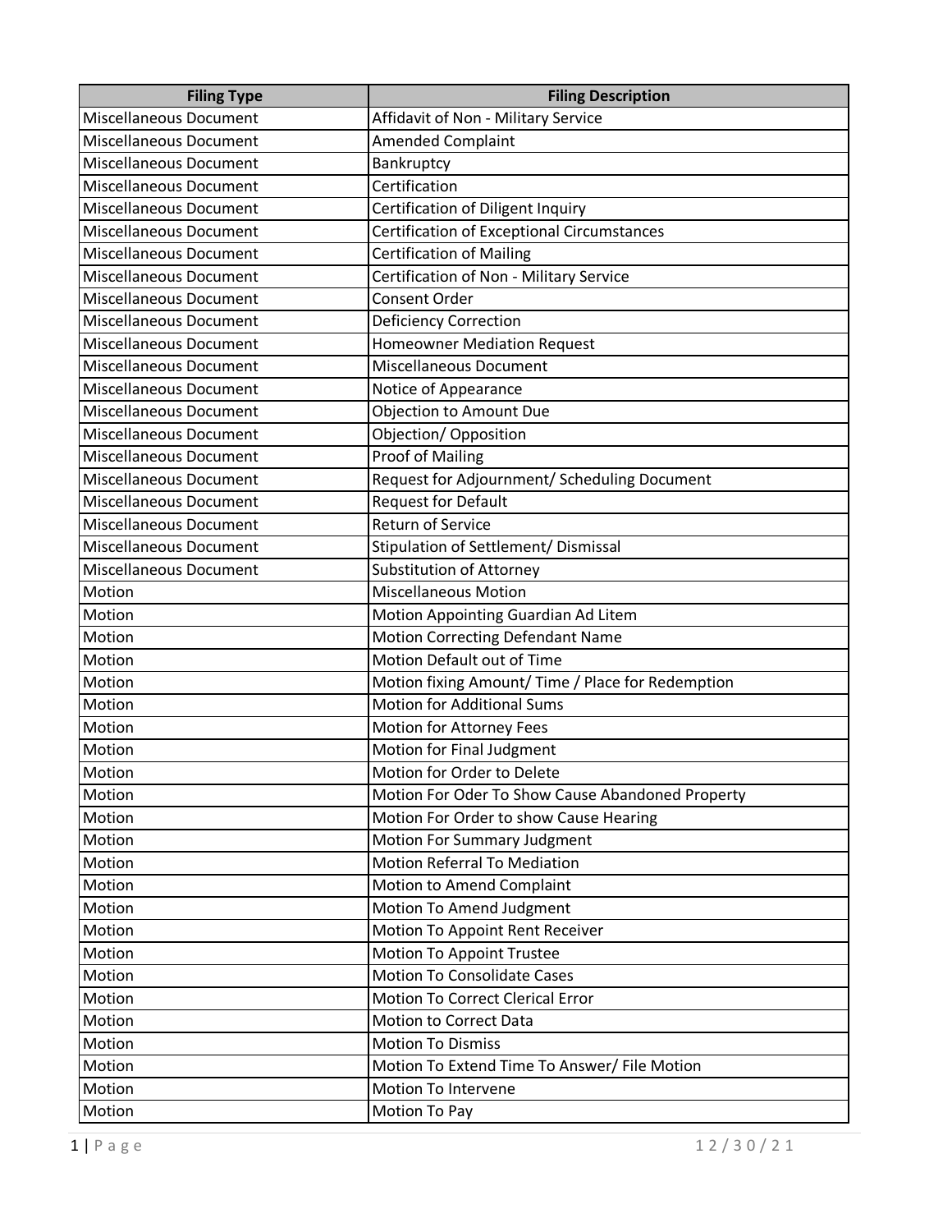| Filing Type | Filing Description |
|---|---|
| Miscellaneous Document | Affidavit of Non - Military Service |
| Miscellaneous Document | Amended Complaint |
| Miscellaneous Document | Bankruptcy |
| Miscellaneous Document | Certification |
| Miscellaneous Document | Certification of Diligent Inquiry |
| Miscellaneous Document | Certification of Exceptional Circumstances |
| Miscellaneous Document | Certification of Mailing |
| Miscellaneous Document | Certification of Non - Military Service |
| Miscellaneous Document | Consent Order |
| Miscellaneous Document | Deficiency Correction |
| Miscellaneous Document | Homeowner Mediation Request |
| Miscellaneous Document | Miscellaneous Document |
| Miscellaneous Document | Notice of Appearance |
| Miscellaneous Document | Objection to Amount Due |
| Miscellaneous Document | Objection/ Opposition |
| Miscellaneous Document | Proof of Mailing |
| Miscellaneous Document | Request for Adjournment/ Scheduling Document |
| Miscellaneous Document | Request for Default |
| Miscellaneous Document | Return of Service |
| Miscellaneous Document | Stipulation of Settlement/ Dismissal |
| Miscellaneous Document | Substitution of Attorney |
| Motion | Miscellaneous Motion |
| Motion | Motion Appointing Guardian Ad Litem |
| Motion | Motion Correcting Defendant Name |
| Motion | Motion Default out of Time |
| Motion | Motion fixing Amount/ Time / Place for Redemption |
| Motion | Motion for Additional Sums |
| Motion | Motion for Attorney Fees |
| Motion | Motion for Final Judgment |
| Motion | Motion for Order to Delete |
| Motion | Motion For Oder To Show Cause Abandoned Property |
| Motion | Motion For Order to show Cause Hearing |
| Motion | Motion For Summary Judgment |
| Motion | Motion Referral To Mediation |
| Motion | Motion to Amend Complaint |
| Motion | Motion To Amend Judgment |
| Motion | Motion To Appoint Rent Receiver |
| Motion | Motion To Appoint Trustee |
| Motion | Motion To Consolidate Cases |
| Motion | Motion To Correct Clerical Error |
| Motion | Motion to Correct Data |
| Motion | Motion To Dismiss |
| Motion | Motion To Extend Time To Answer/ File Motion |
| Motion | Motion To Intervene |
| Motion | Motion To Pay |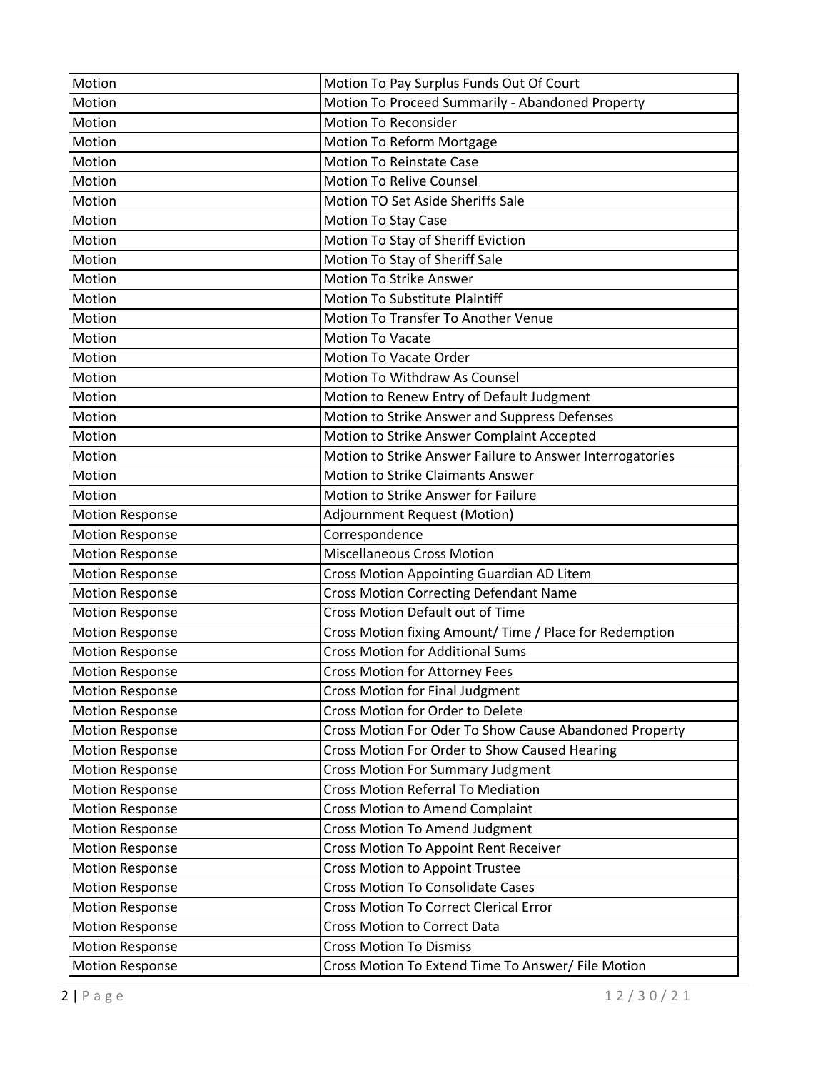| Motion | Motion To Pay Surplus Funds Out Of Court |
|---|---|
| Motion | Motion To Proceed Summarily - Abandoned Property |
| Motion | Motion To Reconsider |
| Motion | Motion To Reform Mortgage |
| Motion | Motion To Reinstate Case |
| Motion | Motion To Relive Counsel |
| Motion | Motion TO Set Aside Sheriffs Sale |
| Motion | Motion To Stay Case |
| Motion | Motion To Stay of Sheriff Eviction |
| Motion | Motion To Stay of Sheriff Sale |
| Motion | Motion To Strike Answer |
| Motion | Motion To Substitute Plaintiff |
| Motion | Motion To Transfer To Another Venue |
| Motion | Motion To Vacate |
| Motion | Motion To Vacate Order |
| Motion | Motion To Withdraw As Counsel |
| Motion | Motion to Renew Entry of Default Judgment |
| Motion | Motion to Strike Answer and Suppress Defenses |
| Motion | Motion to Strike Answer Complaint Accepted |
| Motion | Motion to Strike Answer Failure to Answer Interrogatories |
| Motion | Motion to Strike Claimants Answer |
| Motion | Motion to Strike Answer for Failure |
| Motion Response | Adjournment Request (Motion) |
| Motion Response | Correspondence |
| Motion Response | Miscellaneous Cross Motion |
| Motion Response | Cross Motion Appointing Guardian AD Litem |
| Motion Response | Cross Motion Correcting Defendant Name |
| Motion Response | Cross Motion Default out of Time |
| Motion Response | Cross Motion fixing Amount/ Time / Place for Redemption |
| Motion Response | Cross Motion for Additional Sums |
| Motion Response | Cross Motion for Attorney Fees |
| Motion Response | Cross Motion for Final Judgment |
| Motion Response | Cross Motion for Order to Delete |
| Motion Response | Cross Motion For Oder To Show Cause Abandoned Property |
| Motion Response | Cross Motion For Order to Show Caused Hearing |
| Motion Response | Cross Motion For Summary Judgment |
| Motion Response | Cross Motion Referral To Mediation |
| Motion Response | Cross Motion to Amend Complaint |
| Motion Response | Cross Motion To Amend Judgment |
| Motion Response | Cross Motion To Appoint Rent Receiver |
| Motion Response | Cross Motion to Appoint Trustee |
| Motion Response | Cross Motion To Consolidate Cases |
| Motion Response | Cross Motion To Correct Clerical Error |
| Motion Response | Cross Motion to Correct Data |
| Motion Response | Cross Motion To Dismiss |
| Motion Response | Cross Motion To Extend Time To Answer/ File Motion |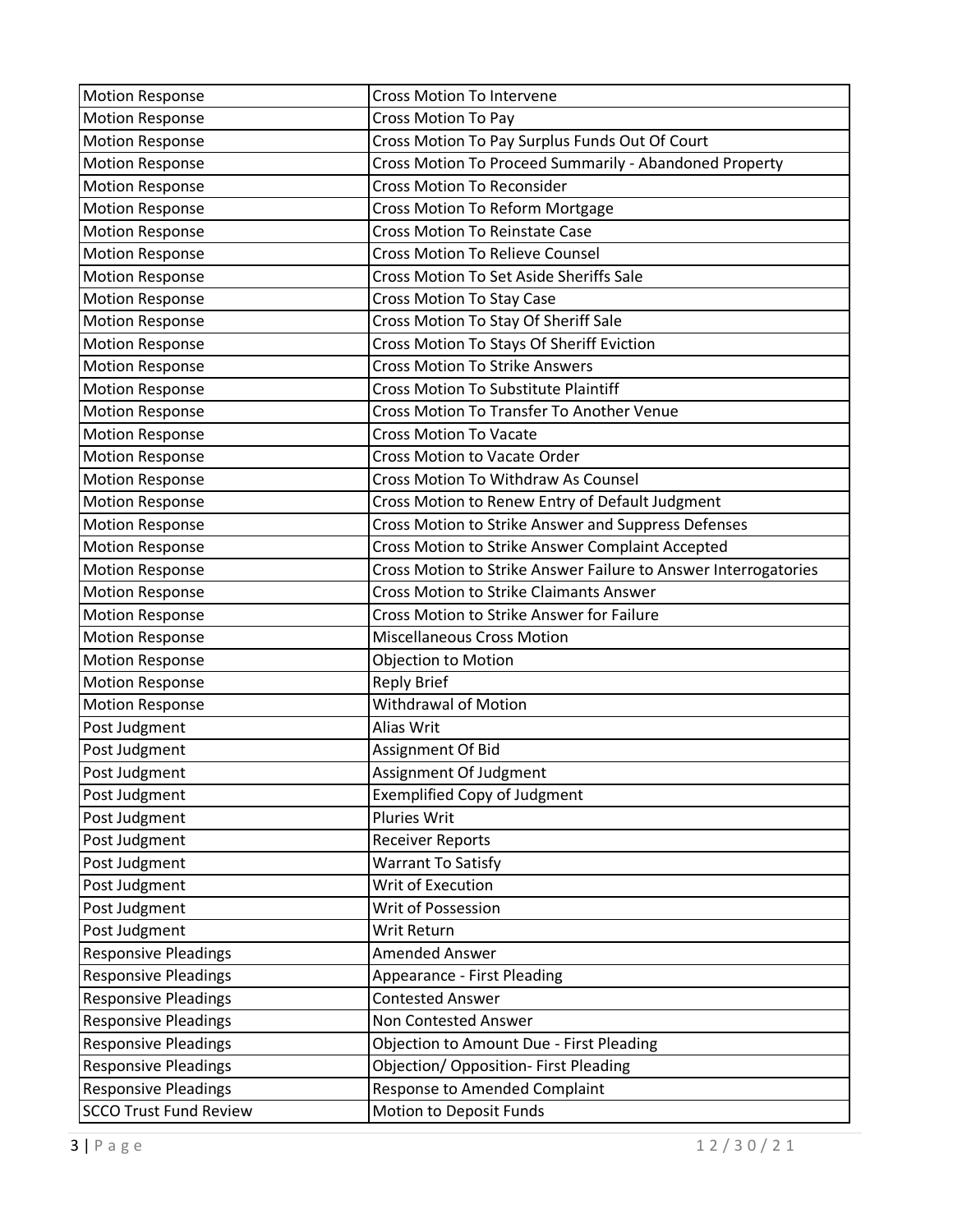| | |
|---|---|
| Motion Response | Cross Motion To Intervene |
| Motion Response | Cross Motion To Pay |
| Motion Response | Cross Motion To Pay Surplus Funds Out Of Court |
| Motion Response | Cross Motion To Proceed Summarily - Abandoned Property |
| Motion Response | Cross Motion To Reconsider |
| Motion Response | Cross Motion To Reform Mortgage |
| Motion Response | Cross Motion To Reinstate Case |
| Motion Response | Cross Motion To Relieve Counsel |
| Motion Response | Cross Motion To Set Aside Sheriffs Sale |
| Motion Response | Cross Motion To Stay Case |
| Motion Response | Cross Motion To Stay Of Sheriff Sale |
| Motion Response | Cross Motion To Stays Of Sheriff Eviction |
| Motion Response | Cross Motion To Strike Answers |
| Motion Response | Cross Motion To Substitute Plaintiff |
| Motion Response | Cross Motion To Transfer To Another Venue |
| Motion Response | Cross Motion To Vacate |
| Motion Response | Cross Motion to Vacate Order |
| Motion Response | Cross Motion To Withdraw As Counsel |
| Motion Response | Cross Motion to Renew Entry of Default Judgment |
| Motion Response | Cross Motion to Strike Answer and Suppress Defenses |
| Motion Response | Cross Motion to Strike Answer Complaint Accepted |
| Motion Response | Cross Motion to Strike Answer Failure to Answer Interrogatories |
| Motion Response | Cross Motion to Strike Claimants Answer |
| Motion Response | Cross Motion to Strike Answer for Failure |
| Motion Response | Miscellaneous Cross Motion |
| Motion Response | Objection to Motion |
| Motion Response | Reply Brief |
| Motion Response | Withdrawal of Motion |
| Post Judgment | Alias Writ |
| Post Judgment | Assignment Of Bid |
| Post Judgment | Assignment Of Judgment |
| Post Judgment | Exemplified Copy of Judgment |
| Post Judgment | Pluries Writ |
| Post Judgment | Receiver Reports |
| Post Judgment | Warrant To Satisfy |
| Post Judgment | Writ of Execution |
| Post Judgment | Writ of Possession |
| Post Judgment | Writ Return |
| Responsive Pleadings | Amended Answer |
| Responsive Pleadings | Appearance - First Pleading |
| Responsive Pleadings | Contested Answer |
| Responsive Pleadings | Non Contested Answer |
| Responsive Pleadings | Objection to Amount Due - First Pleading |
| Responsive Pleadings | Objection/ Opposition- First Pleading |
| Responsive Pleadings | Response to Amended Complaint |
| SCCO Trust Fund Review | Motion to Deposit Funds |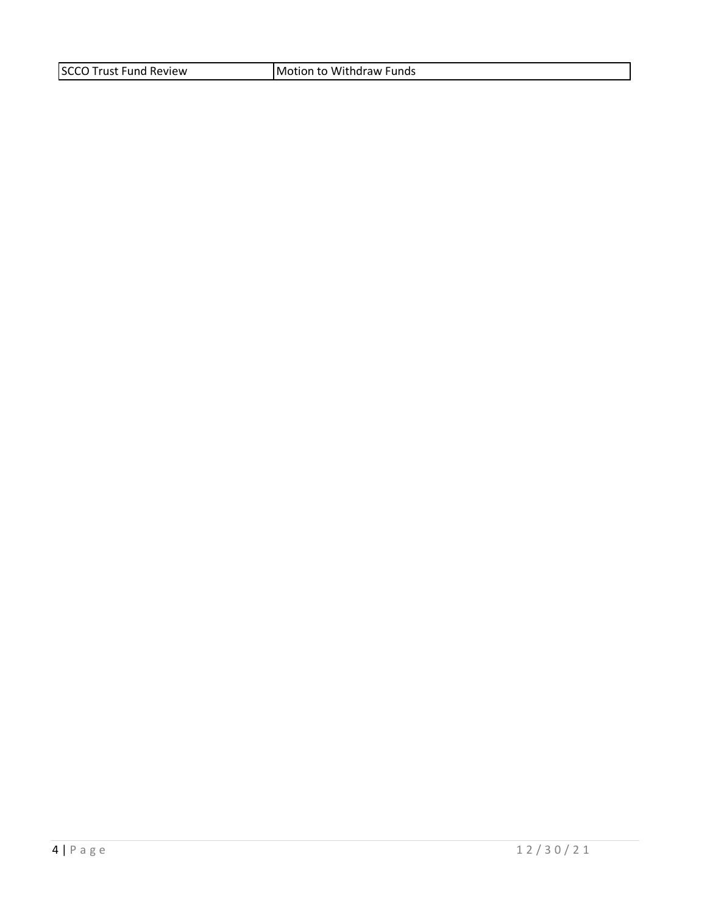| | |
|---|---|
| SCCO Trust Fund Review | Motion to Withdraw Funds |